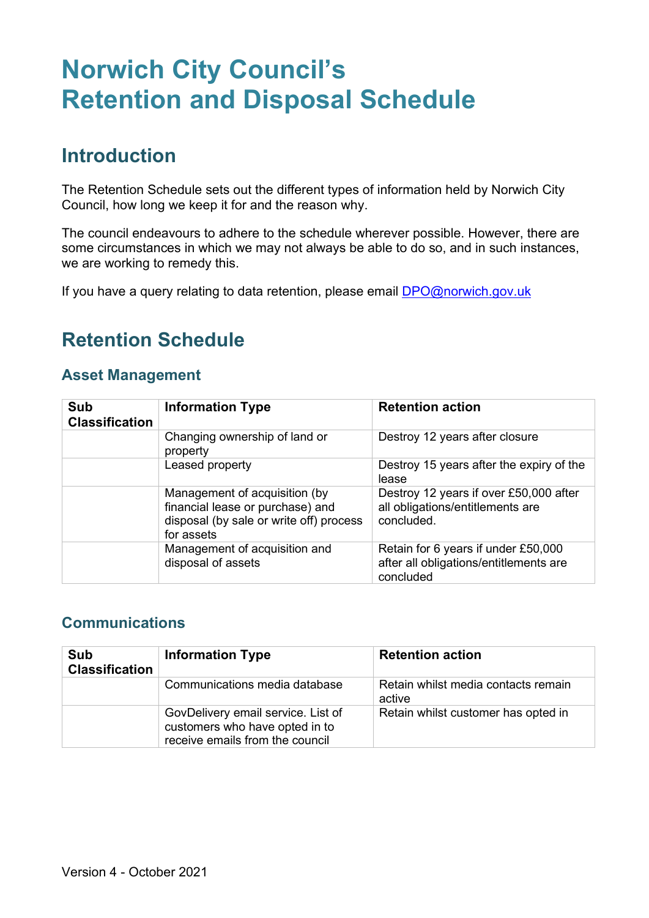# Norwich City Council's Retention and Disposal Schedule

## Introduction

The Retention Schedule sets out the different types of information held by Norwich City Council, how long we keep it for and the reason why.

The council endeavours to adhere to the schedule wherever possible. However, there are some circumstances in which we may not always be able to do so, and in such instances, we are working to remedy this.

If you have a query relating to data retention, please email DPO@norwich.gov.uk

## Retention Schedule

### Asset Management

| Sub Classification | Information Type | Retention action |
|---|---|---|
| | Changing ownership of land or property | Destroy 12 years after closure |
| | Leased property | Destroy 15 years after the expiry of the lease |
| | Management of acquisition (by financial lease or purchase) and disposal (by sale or write off) process for assets | Destroy 12 years if over £50,000 after all obligations/entitlements are concluded. |
| | Management of acquisition and disposal of assets | Retain for 6 years if under £50,000 after all obligations/entitlements are concluded |

### Communications

| Sub Classification | Information Type | Retention action |
|---|---|---|
| | Communications media database | Retain whilst media contacts remain active |
| | GovDelivery email service. List of customers who have opted in to receive emails from the council | Retain whilst customer has opted in |

Version 4 - October 2021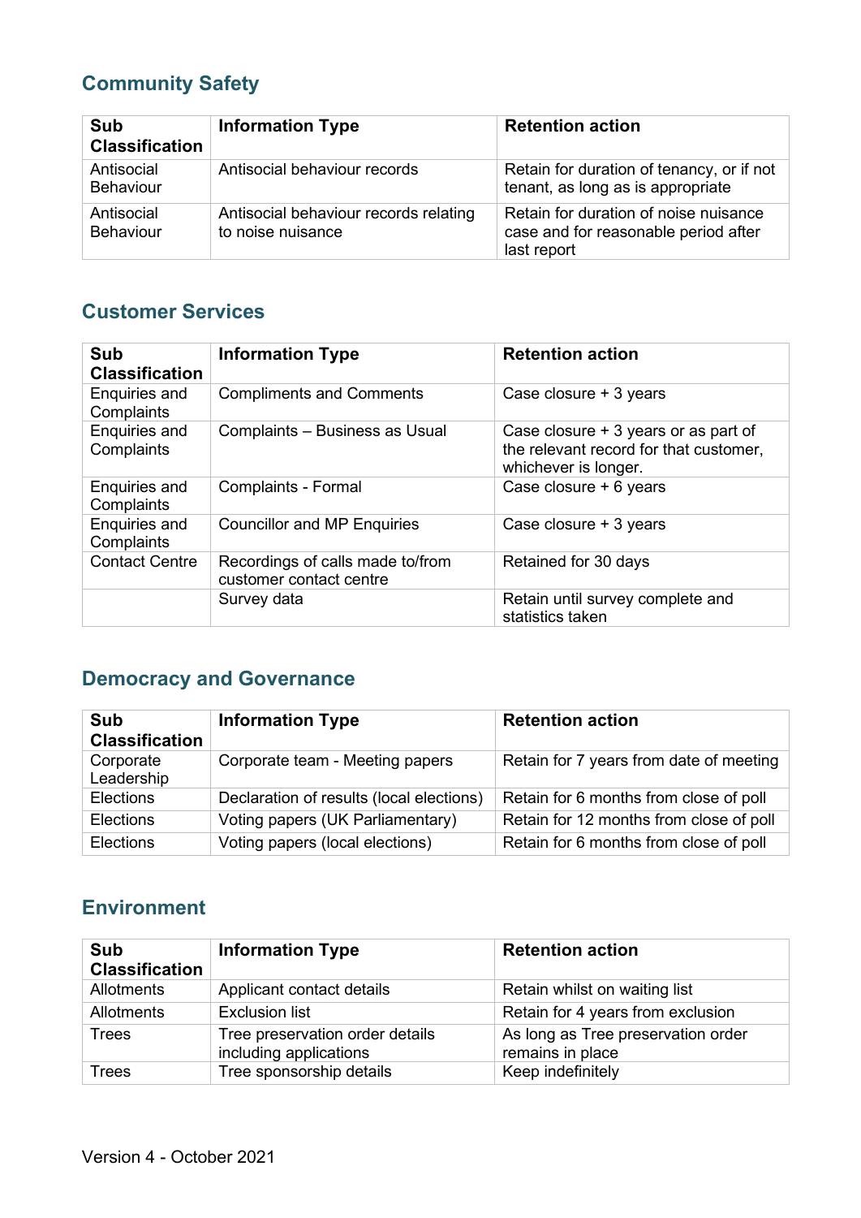## Community Safety

| Sub Classification | Information Type | Retention action |
|---|---|---|
| Antisocial Behaviour | Antisocial behaviour records | Retain for duration of tenancy, or if not tenant, as long as is appropriate |
| Antisocial Behaviour | Antisocial behaviour records relating to noise nuisance | Retain for duration of noise nuisance case and for reasonable period after last report |

## Customer Services

| Sub Classification | Information Type | Retention action |
|---|---|---|
| Enquiries and Complaints | Compliments and Comments | Case closure + 3 years |
| Enquiries and Complaints | Complaints – Business as Usual | Case closure + 3 years or as part of the relevant record for that customer, whichever is longer. |
| Enquiries and Complaints | Complaints - Formal | Case closure + 6 years |
| Enquiries and Complaints | Councillor and MP Enquiries | Case closure + 3 years |
| Contact Centre | Recordings of calls made to/from customer contact centre | Retained for 30 days |
| | Survey data | Retain until survey complete and statistics taken |

## Democracy and Governance

| Sub Classification | Information Type | Retention action |
|---|---|---|
| Corporate Leadership | Corporate team - Meeting papers | Retain for 7 years from date of meeting |
| Elections | Declaration of results (local elections) | Retain for 6 months from close of poll |
| Elections | Voting papers (UK Parliamentary) | Retain for 12 months from close of poll |
| Elections | Voting papers (local elections) | Retain for 6 months from close of poll |

## Environment

| Sub Classification | Information Type | Retention action |
|---|---|---|
| Allotments | Applicant contact details | Retain whilst on waiting list |
| Allotments | Exclusion list | Retain for 4 years from exclusion |
| Trees | Tree preservation order details including applications | As long as Tree preservation order remains in place |
| Trees | Tree sponsorship details | Keep indefinitely |

Version 4 - October 2021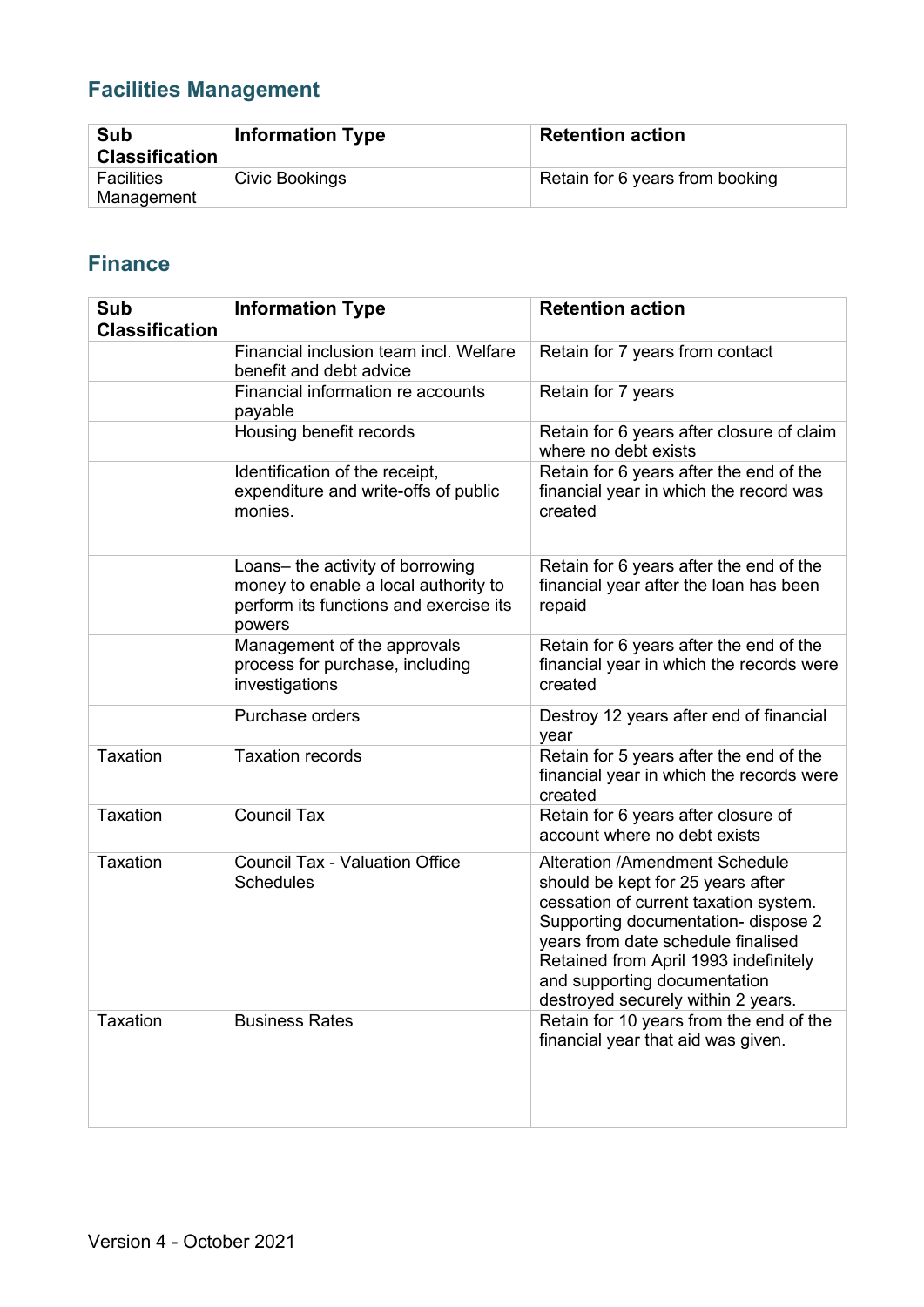## Facilities Management

| Sub Classification | Information Type | Retention action |
|---|---|---|
| Facilities Management | Civic Bookings | Retain for 6 years from booking |

## Finance

| Sub Classification | Information Type | Retention action |
|---|---|---|
| | Financial inclusion team incl. Welfare benefit and debt advice | Retain for 7 years from contact |
| | Financial information re accounts payable | Retain for 7 years |
| | Housing benefit records | Retain for 6 years after closure of claim where no debt exists |
| | Identification of the receipt, expenditure and write-offs of public monies. | Retain for 6 years after the end of the financial year in which the record was created |
| | Loans– the activity of borrowing money to enable a local authority to perform its functions and exercise its powers | Retain for 6 years after the end of the financial year after the loan has been repaid |
| | Management of the approvals process for purchase, including investigations | Retain for 6 years after the end of the financial year in which the records were created |
| | Purchase orders | Destroy 12 years after end of financial year |
| Taxation | Taxation records | Retain for 5 years after the end of the financial year in which the records were created |
| Taxation | Council Tax | Retain for 6 years after closure of account where no debt exists |
| Taxation | Council Tax - Valuation Office Schedules | Alteration /Amendment Schedule should be kept for 25 years after cessation of current taxation system. Supporting documentation- dispose 2 years from date schedule finalised Retained from April 1993 indefinitely and supporting documentation destroyed securely within 2 years. |
| Taxation | Business Rates | Retain for 10 years from the end of the financial year that aid was given. |

Version 4 - October 2021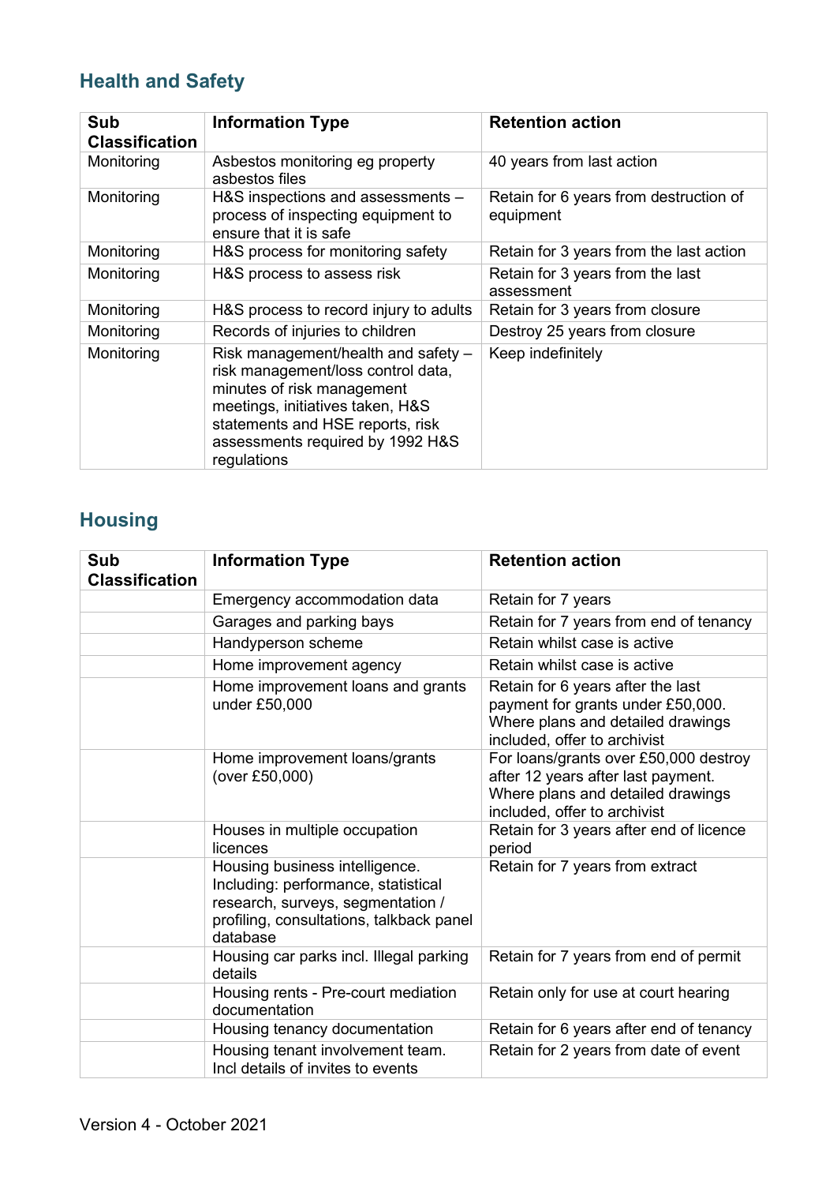## Health and Safety

| Sub Classification | Information Type | Retention action |
|---|---|---|
| Monitoring | Asbestos monitoring eg property asbestos files | 40 years from last action |
| Monitoring | H&S inspections and assessments – process of inspecting equipment to ensure that it is safe | Retain for 6 years from destruction of equipment |
| Monitoring | H&S process for monitoring safety | Retain for 3 years from the last action |
| Monitoring | H&S process to assess risk | Retain for 3 years from the last assessment |
| Monitoring | H&S process to record injury to adults | Retain for 3 years from closure |
| Monitoring | Records of injuries to children | Destroy 25 years from closure |
| Monitoring | Risk management/health and safety – risk management/loss control data, minutes of risk management meetings, initiatives taken, H&S statements and HSE reports, risk assessments required by 1992 H&S regulations | Keep indefinitely |

## Housing

| Sub Classification | Information Type | Retention action |
|---|---|---|
| | Emergency accommodation data | Retain for 7 years |
| | Garages and parking bays | Retain for 7 years from end of tenancy |
| | Handyperson scheme | Retain whilst case is active |
| | Home improvement agency | Retain whilst case is active |
| | Home improvement loans and grants under £50,000 | Retain for 6 years after the last payment for grants under £50,000. Where plans and detailed drawings included, offer to archivist |
| | Home improvement loans/grants (over £50,000) | For loans/grants over £50,000 destroy after 12 years after last payment. Where plans and detailed drawings included, offer to archivist |
| | Houses in multiple occupation licences | Retain for 3 years after end of licence period |
| | Housing business intelligence. Including: performance, statistical research, surveys, segmentation / profiling, consultations, talkback panel database | Retain for 7 years from extract |
| | Housing car parks incl. Illegal parking details | Retain for 7 years from end of permit |
| | Housing rents - Pre-court mediation documentation | Retain only for use at court hearing |
| | Housing tenancy documentation | Retain for 6 years after end of tenancy |
| | Housing tenant involvement team. Incl details of invites to events | Retain for 2 years from date of event |

Version 4 - October 2021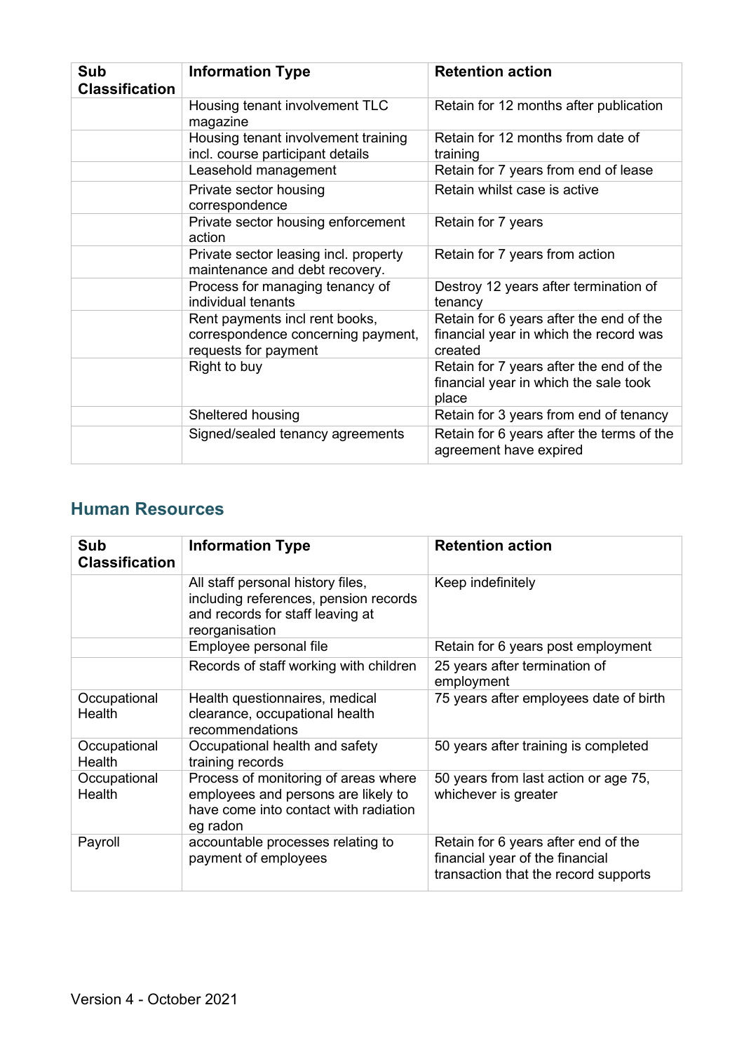| Sub Classification | Information Type | Retention action |
|---|---|---|
| | Housing tenant involvement TLC magazine | Retain for 12 months after publication |
| | Housing tenant involvement training incl. course participant details | Retain for 12 months from date of training |
| | Leasehold management | Retain for 7 years from end of lease |
| | Private sector housing correspondence | Retain whilst case is active |
| | Private sector housing enforcement action | Retain for 7 years |
| | Private sector leasing incl. property maintenance and debt recovery. | Retain for 7 years from action |
| | Process for managing tenancy of individual tenants | Destroy 12 years after termination of tenancy |
| | Rent payments incl rent books, correspondence concerning payment, requests for payment | Retain for 6 years after the end of the financial year in which the record was created |
| | Right to buy | Retain for 7 years after the end of the financial year in which the sale took place |
| | Sheltered housing | Retain for 3 years from end of tenancy |
| | Signed/sealed tenancy agreements | Retain for 6 years after the terms of the agreement have expired |

## Human Resources

| Sub Classification | Information Type | Retention action |
|---|---|---|
| | All staff personal history files, including references, pension records and records for staff leaving at reorganisation | Keep indefinitely |
| | Employee personal file | Retain for 6 years post employment |
| | Records of staff working with children | 25 years after termination of employment |
| Occupational Health | Health questionnaires, medical clearance, occupational health recommendations | 75 years after employees date of birth |
| Occupational Health | Occupational health and safety training records | 50 years after training is completed |
| Occupational Health | Process of monitoring of areas where employees and persons are likely to have come into contact with radiation eg radon | 50 years from last action or age 75, whichever is greater |
| Payroll | accountable processes relating to payment of employees | Retain for 6 years after end of the financial year of the financial transaction that the record supports |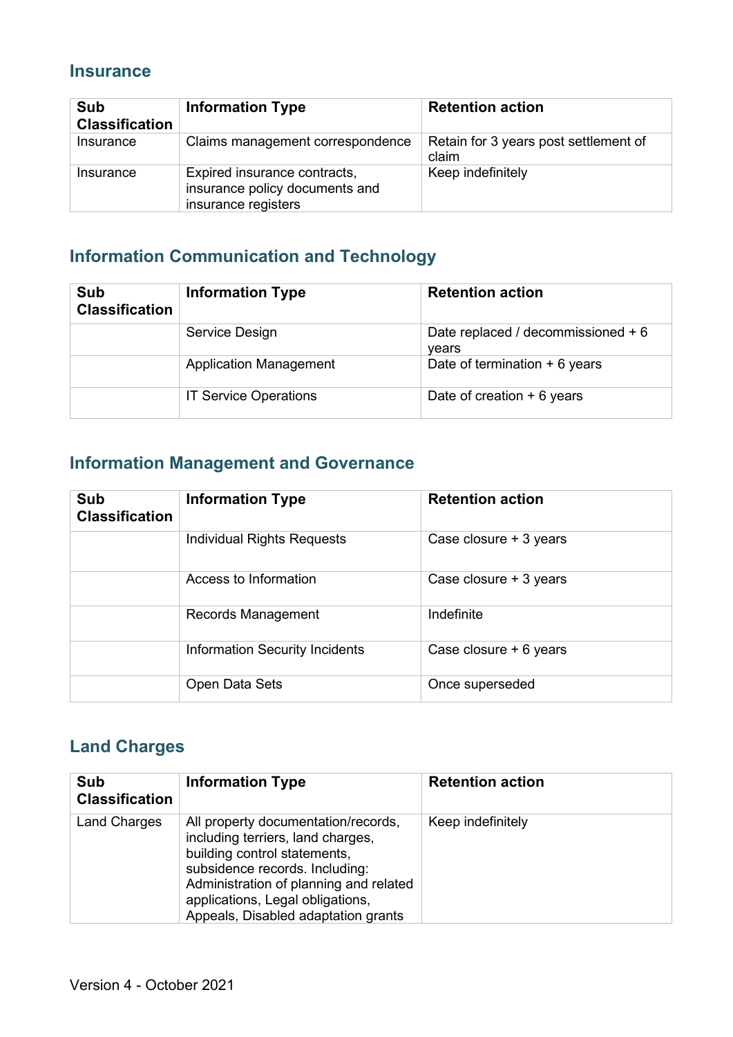## Insurance

| Sub Classification | Information Type | Retention action |
|---|---|---|
| Insurance | Claims management correspondence | Retain for 3 years post settlement of claim |
| Insurance | Expired insurance contracts, insurance policy documents and insurance registers | Keep indefinitely |

## Information Communication and Technology

| Sub Classification | Information Type | Retention action |
|---|---|---|
| | Service Design | Date replaced / decommissioned + 6 years |
| | Application Management | Date of termination + 6 years |
| | IT Service Operations | Date of creation + 6 years |

## Information Management and Governance

| Sub Classification | Information Type | Retention action |
|---|---|---|
| | Individual Rights Requests | Case closure + 3 years |
| | Access to Information | Case closure + 3 years |
| | Records Management | Indefinite |
| | Information Security Incidents | Case closure + 6 years |
| | Open Data Sets | Once superseded |

## Land Charges

| Sub Classification | Information Type | Retention action |
|---|---|---|
| Land Charges | All property documentation/records, including terriers, land charges, building control statements, subsidence records. Including: Administration of planning and related applications, Legal obligations, Appeals, Disabled adaptation grants | Keep indefinitely |

Version 4 - October 2021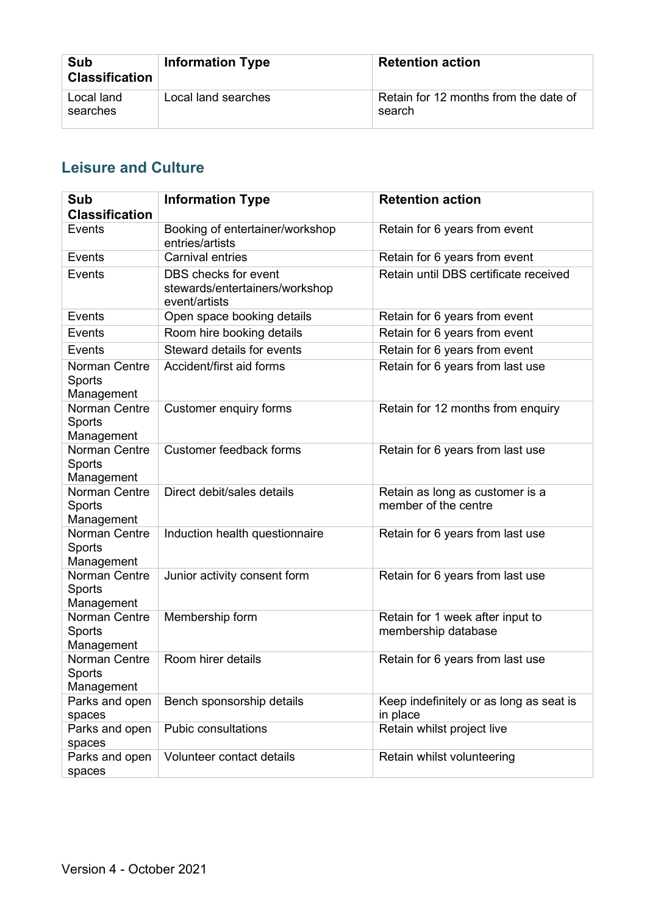| Sub Classification | Information Type | Retention action |
|---|---|---|
| Local land searches | Local land searches | Retain for 12 months from the date of search |

## Leisure and Culture

| Sub Classification | Information Type | Retention action |
|---|---|---|
| Events | Booking of entertainer/workshop entries/artists | Retain for 6 years from event |
| Events | Carnival entries | Retain for 6 years from event |
| Events | DBS checks for event stewards/entertainers/workshop event/artists | Retain until DBS certificate received |
| Events | Open space booking details | Retain for 6 years from event |
| Events | Room hire booking details | Retain for 6 years from event |
| Events | Steward details for events | Retain for 6 years from event |
| Norman Centre Sports Management | Accident/first aid forms | Retain for 6 years from last use |
| Norman Centre Sports Management | Customer enquiry forms | Retain for 12 months from enquiry |
| Norman Centre Sports Management | Customer feedback forms | Retain for 6 years from last use |
| Norman Centre Sports Management | Direct debit/sales details | Retain as long as customer is a member of the centre |
| Norman Centre Sports Management | Induction health questionnaire | Retain for 6 years from last use |
| Norman Centre Sports Management | Junior activity consent form | Retain for 6 years from last use |
| Norman Centre Sports Management | Membership form | Retain for 1 week after input to membership database |
| Norman Centre Sports Management | Room hirer details | Retain for 6 years from last use |
| Parks and open spaces | Bench sponsorship details | Keep indefinitely or as long as seat is in place |
| Parks and open spaces | Pubic consultations | Retain whilst project live |
| Parks and open spaces | Volunteer contact details | Retain whilst volunteering |

Version 4 - October 2021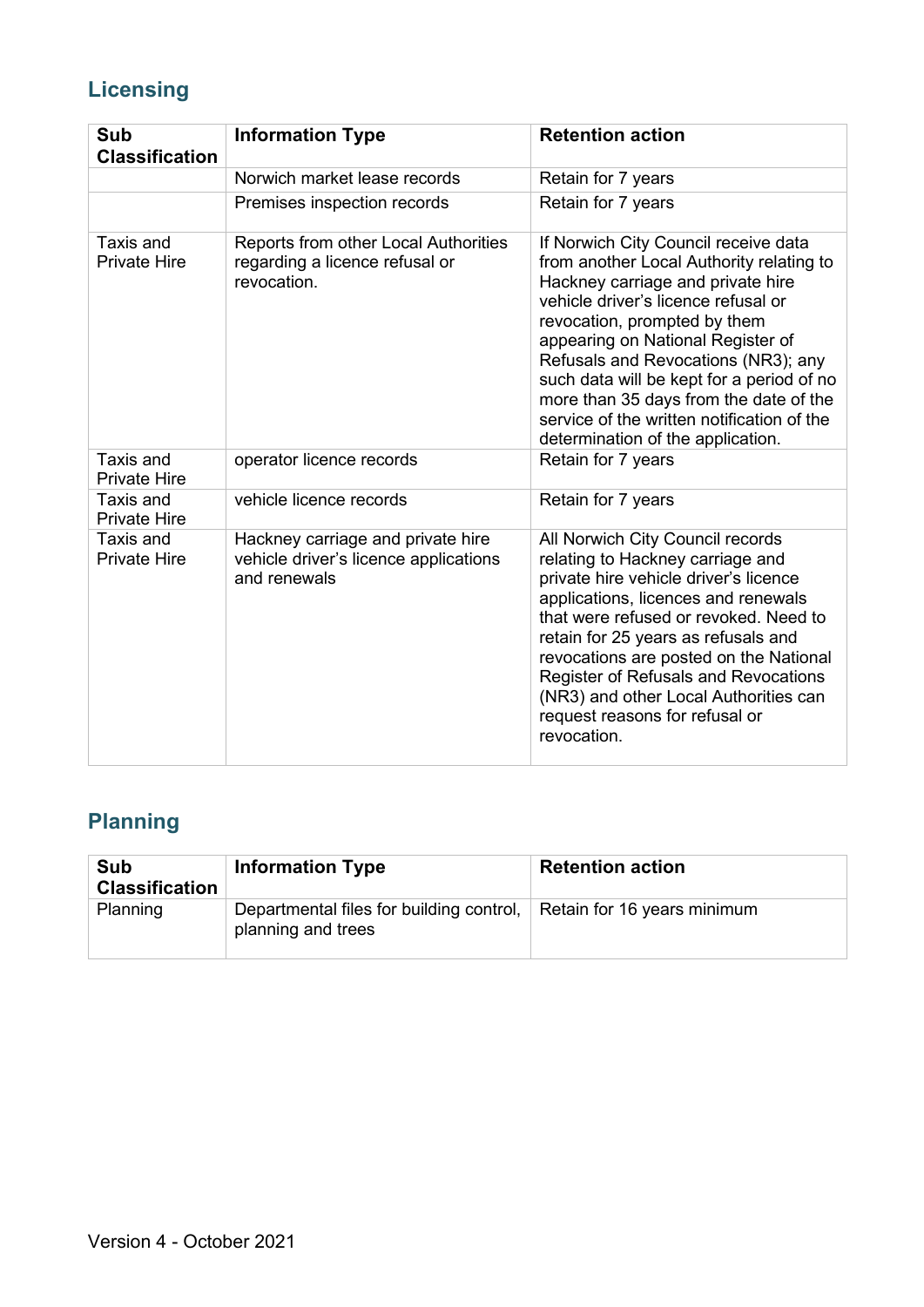## Licensing

| Sub Classification | Information Type | Retention action |
|---|---|---|
| | Norwich market lease records | Retain for 7 years |
| | Premises inspection records | Retain for 7 years |
| Taxis and Private Hire | Reports from other Local Authorities regarding a licence refusal or revocation. | If Norwich City Council receive data from another Local Authority relating to Hackney carriage and private hire vehicle driver's licence refusal or revocation, prompted by them appearing on National Register of Refusals and Revocations (NR3); any such data will be kept for a period of no more than 35 days from the date of the service of the written notification of the determination of the application. |
| Taxis and Private Hire | operator licence records | Retain for 7 years |
| Taxis and Private Hire | vehicle licence records | Retain for 7 years |
| Taxis and Private Hire | Hackney carriage and private hire vehicle driver's licence applications and renewals | All Norwich City Council records relating to Hackney carriage and private hire vehicle driver's licence applications, licences and renewals that were refused or revoked. Need to retain for 25 years as refusals and revocations are posted on the National Register of Refusals and Revocations (NR3) and other Local Authorities can request reasons for refusal or revocation. |

## Planning

| Sub Classification | Information Type | Retention action |
|---|---|---|
| Planning | Departmental files for building control, planning and trees | Retain for 16 years minimum |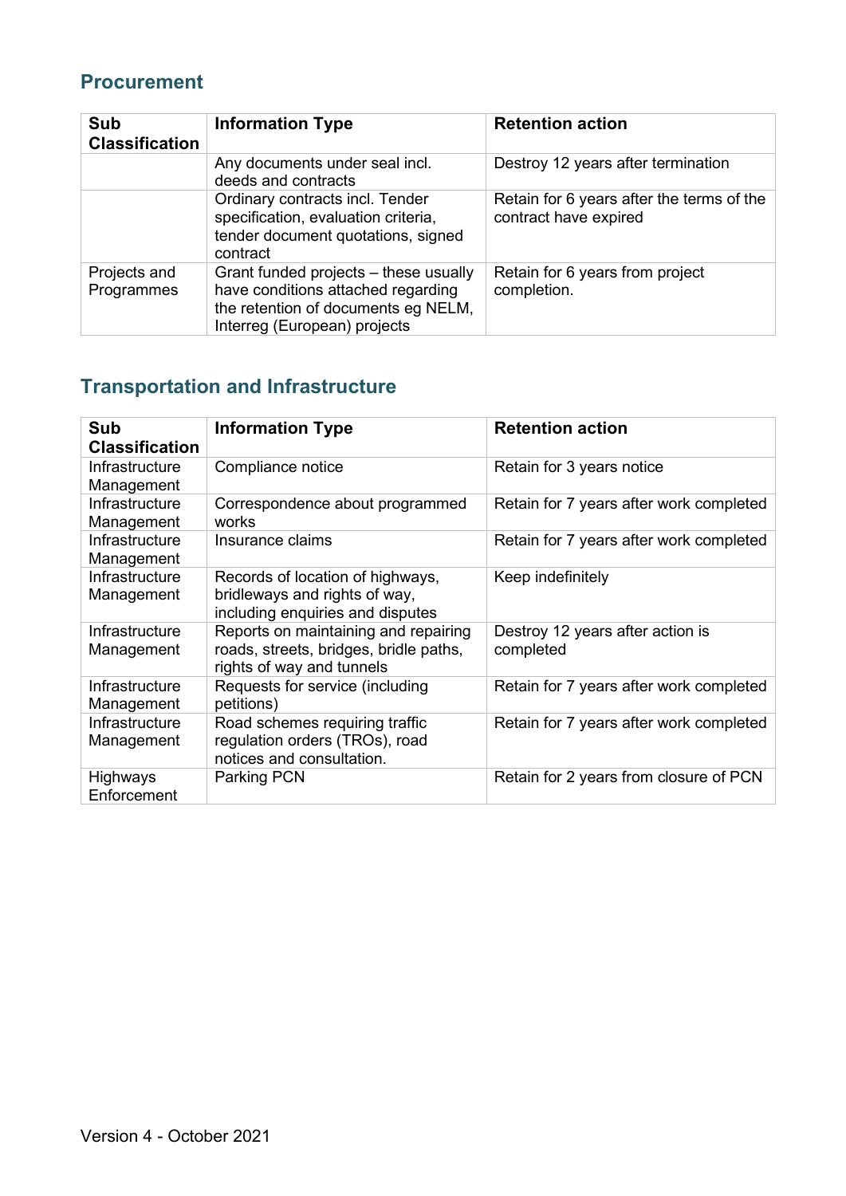## Procurement

| Sub Classification | Information Type | Retention action |
|---|---|---|
| | Any documents under seal incl. deeds and contracts | Destroy 12 years after termination |
| | Ordinary contracts incl. Tender specification, evaluation criteria, tender document quotations, signed contract | Retain for 6 years after the terms of the contract have expired |
| Projects and Programmes | Grant funded projects – these usually have conditions attached regarding the retention of documents eg NELM, Interreg (European) projects | Retain for 6 years from project completion. |

## Transportation and Infrastructure

| Sub Classification | Information Type | Retention action |
|---|---|---|
| Infrastructure Management | Compliance notice | Retain for 3 years notice |
| Infrastructure Management | Correspondence about programmed works | Retain for 7 years after work completed |
| Infrastructure Management | Insurance claims | Retain for 7 years after work completed |
| Infrastructure Management | Records of location of highways, bridleways and rights of way, including enquiries and disputes | Keep indefinitely |
| Infrastructure Management | Reports on maintaining and repairing roads, streets, bridges, bridle paths, rights of way and tunnels | Destroy 12 years after action is completed |
| Infrastructure Management | Requests for service (including petitions) | Retain for 7 years after work completed |
| Infrastructure Management | Road schemes requiring traffic regulation orders (TROs), road notices and consultation. | Retain for 7 years after work completed |
| Highways Enforcement | Parking PCN | Retain for 2 years from closure of PCN |

Version 4 - October 2021